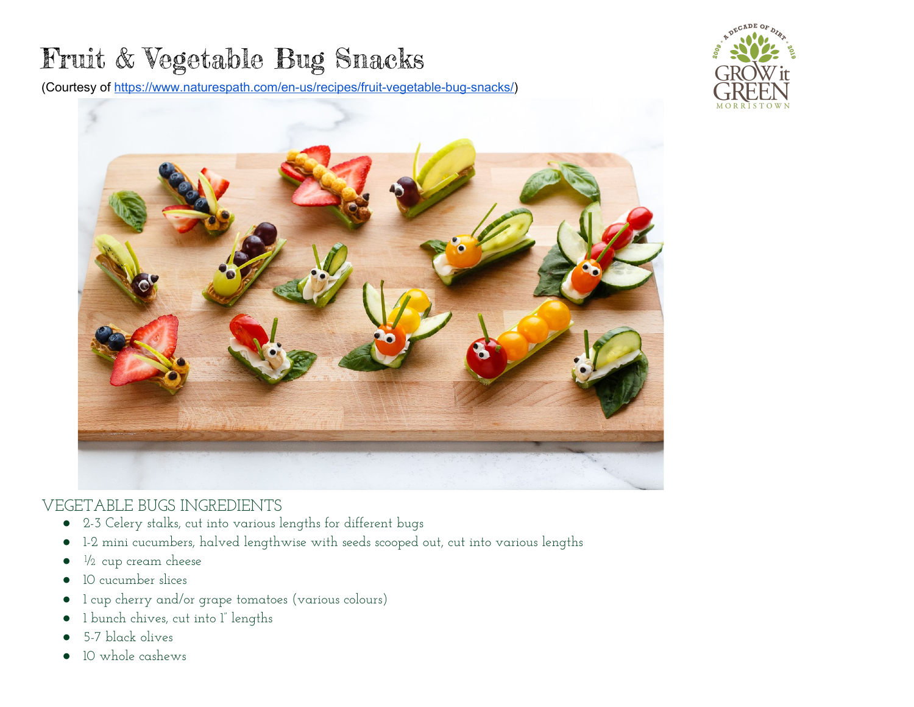# Fruit & Vegetable Bug Snacks

(Courtesy of https://www.naturespath.com/en-us/recipes/fruit-vegetable-bug-snacks/)

## VEGETABLE BUGS INGREDIENTS

- 2-3 Celery stalks, cut into various lengths for different bugs
- 1-2 mini cucumbers, halved lengthwise with seeds scooped out, cut into various lengths
- ½ cup cream cheese
- 10 cucumber slices
- 1 cup cherry and/or grape tomatoes (various colours)
- 1 bunch chives, cut into 1" lengths
- 5-7 black olives
- 10 whole cashews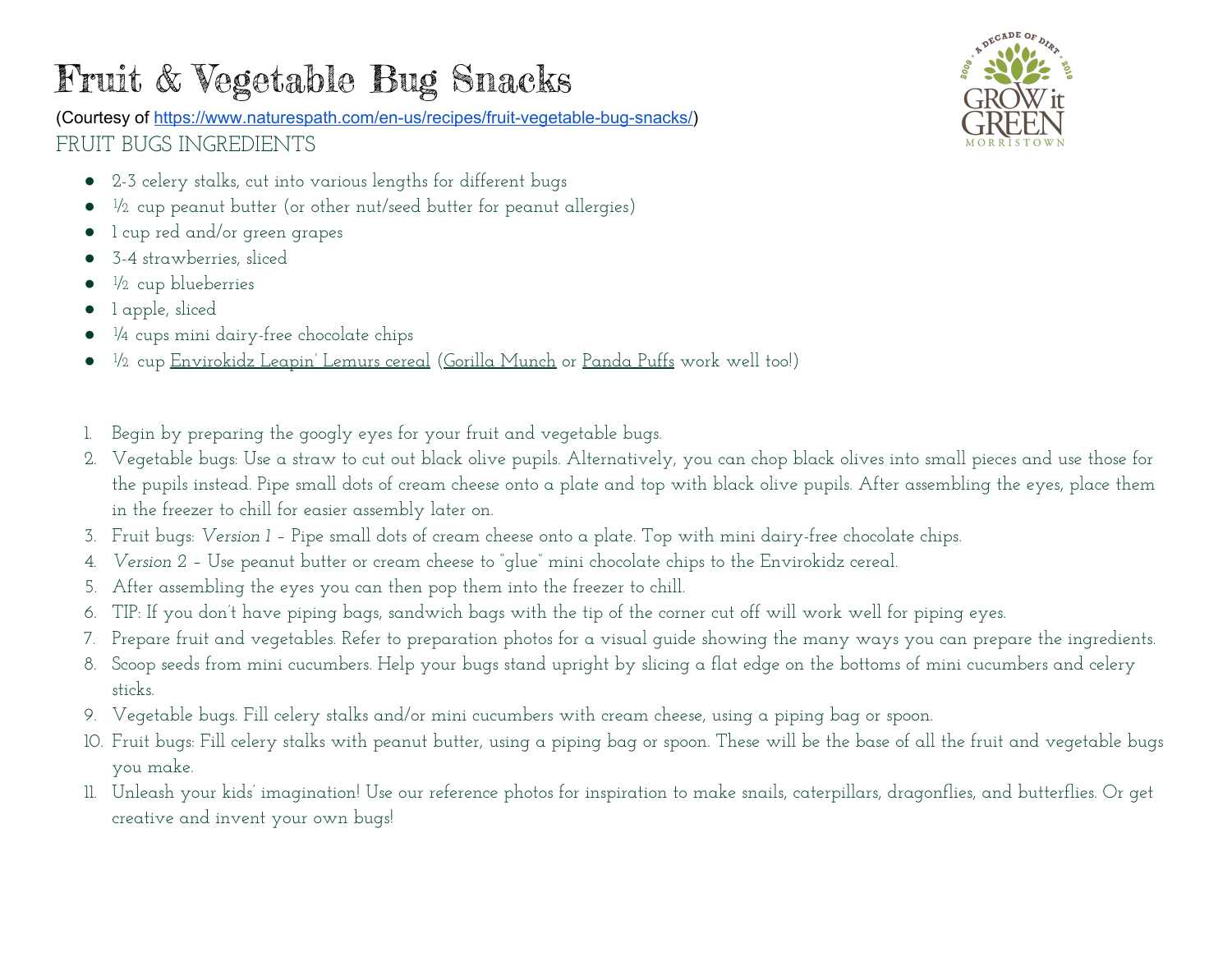# Fruit & Vegetable Bug Snacks

(Courtesy of [https://www.naturespath.com/en-us/recipes/fruit-vegetable-bug-snacks/](https://www.naturespath.com/en-us/recipes/fruit-vegetable-bug-snacks/))

FRUIT BUGS INGREDIENTS

- 2-3 celery stalks, cut into various lengths for different bugs
- ½ cup peanut butter (or other nut/seed butter for peanut allergies)
- 1 cup red and/or green grapes
- 3-4 strawberries, sliced
- ½ cup blueberries
- 1 apple, sliced
- ¼ cups mini dairy-free chocolate chips
- ½ cup Envirokidz Leapin' Lemurs cereal (Gorilla Munch or Panda Puffs work well too!)

1. Begin by preparing the googly eyes for your fruit and vegetable bugs.
2. Vegetable bugs: Use a straw to cut out black olive pupils. Alternatively, you can chop black olives into small pieces and use those for the pupils instead. Pipe small dots of cream cheese onto a plate and top with black olive pupils. After assembling the eyes, place them in the freezer to chill for easier assembly later on.
3. Fruit bugs: *Version 1* – Pipe small dots of cream cheese onto a plate. Top with mini dairy-free chocolate chips.
4. *Version 2* – Use peanut butter or cream cheese to "glue" mini chocolate chips to the Envirokidz cereal.
5. After assembling the eyes you can then pop them into the freezer to chill.
6. TIP: If you don't have piping bags, sandwich bags with the tip of the corner cut off will work well for piping eyes.
7. Prepare fruit and vegetables. Refer to preparation photos for a visual guide showing the many ways you can prepare the ingredients.
8. Scoop seeds from mini cucumbers. Help your bugs stand upright by slicing a flat edge on the bottoms of mini cucumbers and celery sticks.
9. Vegetable bugs. Fill celery stalks and/or mini cucumbers with cream cheese, using a piping bag or spoon.
10. Fruit bugs: Fill celery stalks with peanut butter, using a piping bag or spoon. These will be the base of all the fruit and vegetable bugs you make.
11. Unleash your kids' imagination! Use our reference photos for inspiration to make snails, caterpillars, dragonflies, and butterflies. Or get creative and invent your own bugs!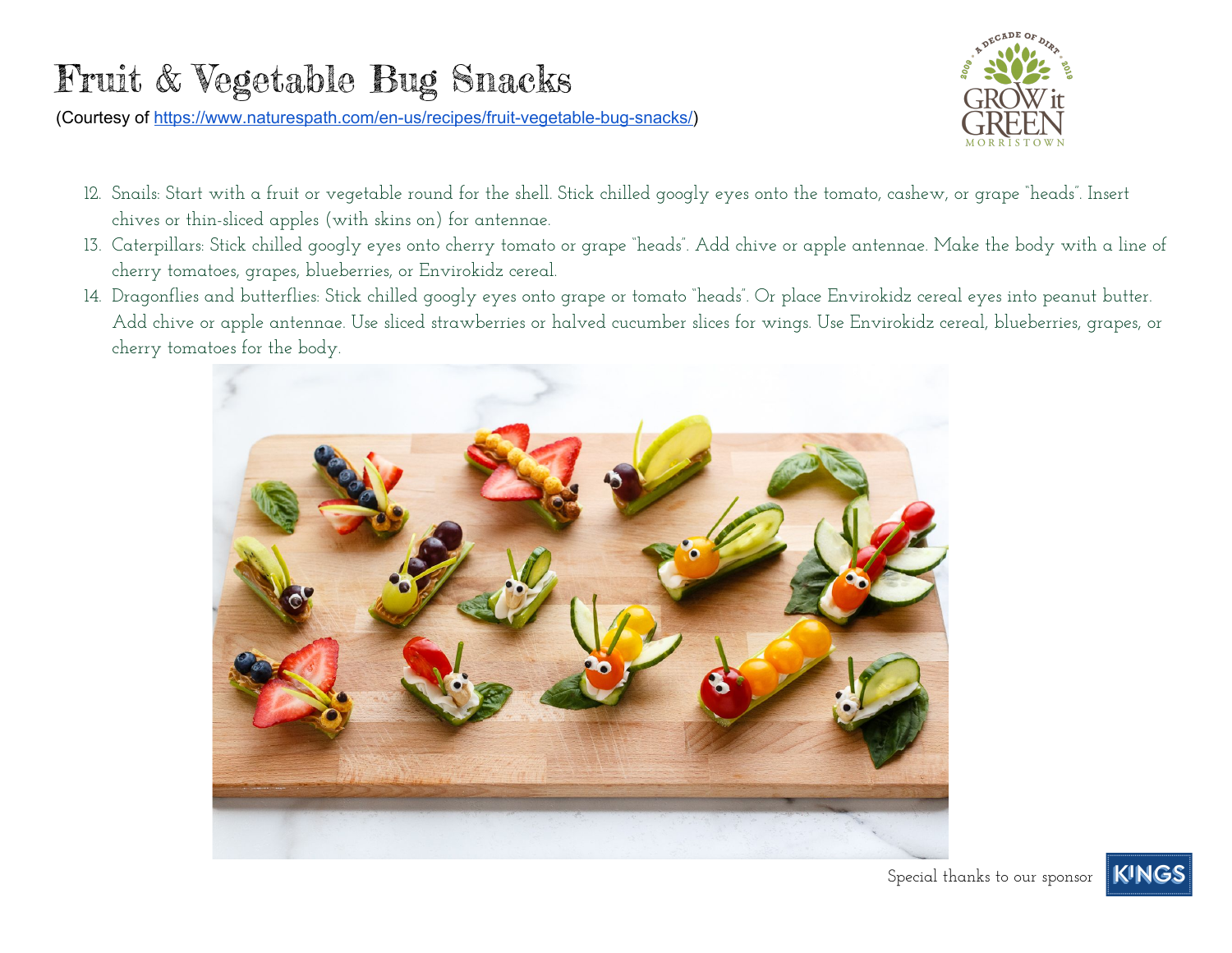# Fruit & Vegetable Bug Snacks

(Courtesy of https://www.naturespath.com/en-us/recipes/fruit-vegetable-bug-snacks/)

12. Snails: Start with a fruit or vegetable round for the shell. Stick chilled googly eyes onto the tomato, cashew, or grape "heads". Insert chives or thin-sliced apples (with skins on) for antennae.
13. Caterpillars: Stick chilled googly eyes onto cherry tomato or grape "heads". Add chive or apple antennae. Make the body with a line of cherry tomatoes, grapes, blueberries, or Envirokidz cereal.
14. Dragonflies and butterflies: Stick chilled googly eyes onto grape or tomato "heads". Or place Envirokidz cereal eyes into peanut butter. Add chive or apple antennae. Use sliced strawberries or halved cucumber slices for wings. Use Envirokidz cereal, blueberries, grapes, or cherry tomatoes for the body.

Special thanks to our sponsor KINGS